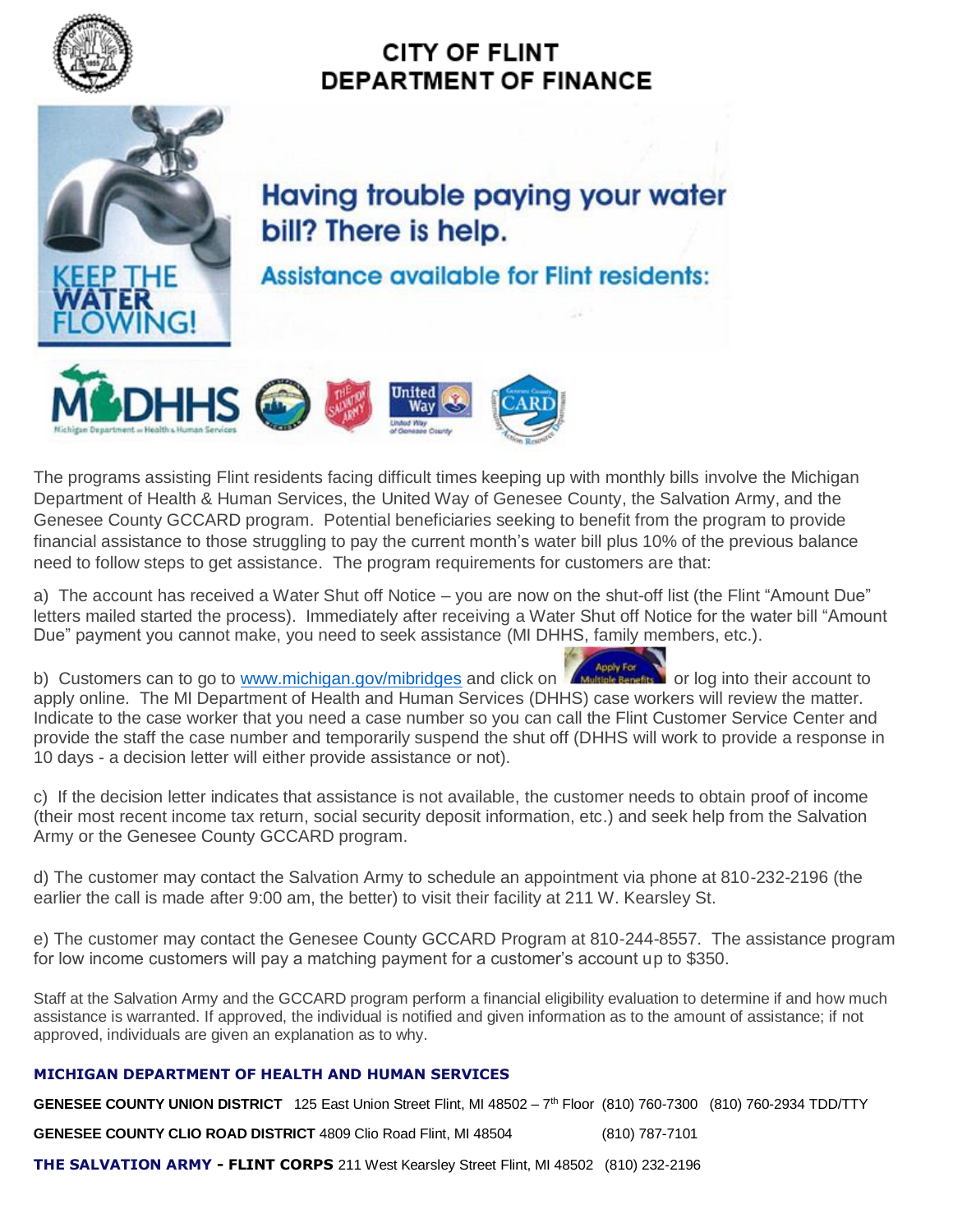# CITY OF FLINT DEPARTMENT OF FINANCE

KEEP THE WATER FLOWING!

## Having trouble paying your water bill? There is help.

### Assistance available for Flint residents:

The programs assisting Flint residents facing difficult times keeping up with monthly bills involve the Michigan Department of Health & Human Services, the United Way of Genesee County, the Salvation Army, and the Genesee County GCCARD program. Potential beneficiaries seeking to benefit from the program to provide financial assistance to those struggling to pay the current month's water bill plus 10% of the previous balance need to follow steps to get assistance. The program requirements for customers are that:

a) The account has received a Water Shut off Notice – you are now on the shut-off list (the Flint "Amount Due" letters mailed started the process). Immediately after receiving a Water Shut off Notice for the water bill "Amount Due" payment you cannot make, you need to seek assistance (MI DHHS, family members, etc.).

b) Customers can to go to www.michigan.gov/mibridges and click on "Apply For Multiple Benefits" or log into their account to apply online. The MI Department of Health and Human Services (DHHS) case workers will review the matter. Indicate to the case worker that you need a case number so you can call the Flint Customer Service Center and provide the staff the case number and temporarily suspend the shut off (DHHS will work to provide a response in 10 days - a decision letter will either provide assistance or not).

c) If the decision letter indicates that assistance is not available, the customer needs to obtain proof of income (their most recent income tax return, social security deposit information, etc.) and seek help from the Salvation Army or the Genesee County GCCARD program.

d) The customer may contact the Salvation Army to schedule an appointment via phone at 810-232-2196 (the earlier the call is made after 9:00 am, the better) to visit their facility at 211 W. Kearsley St.

e) The customer may contact the Genesee County GCCARD Program at 810-244-8557. The assistance program for low income customers will pay a matching payment for a customer's account up to $350.

Staff at the Salvation Army and the GCCARD program perform a financial eligibility evaluation to determine if and how much assistance is warranted. If approved, the individual is notified and given information as to the amount of assistance; if not approved, individuals are given an explanation as to why.

**MICHIGAN DEPARTMENT OF HEALTH AND HUMAN SERVICES**

**GENESEE COUNTY UNION DISTRICT** 125 East Union Street Flint, MI 48502 – 7th Floor (810) 760-7300 (810) 760-2934 TDD/TTY

**GENESEE COUNTY CLIO ROAD DISTRICT** 4809 Clio Road Flint, MI 48504 (810) 787-7101

**THE SALVATION ARMY - FLINT CORPS** 211 West Kearsley Street Flint, MI 48502 (810) 232-2196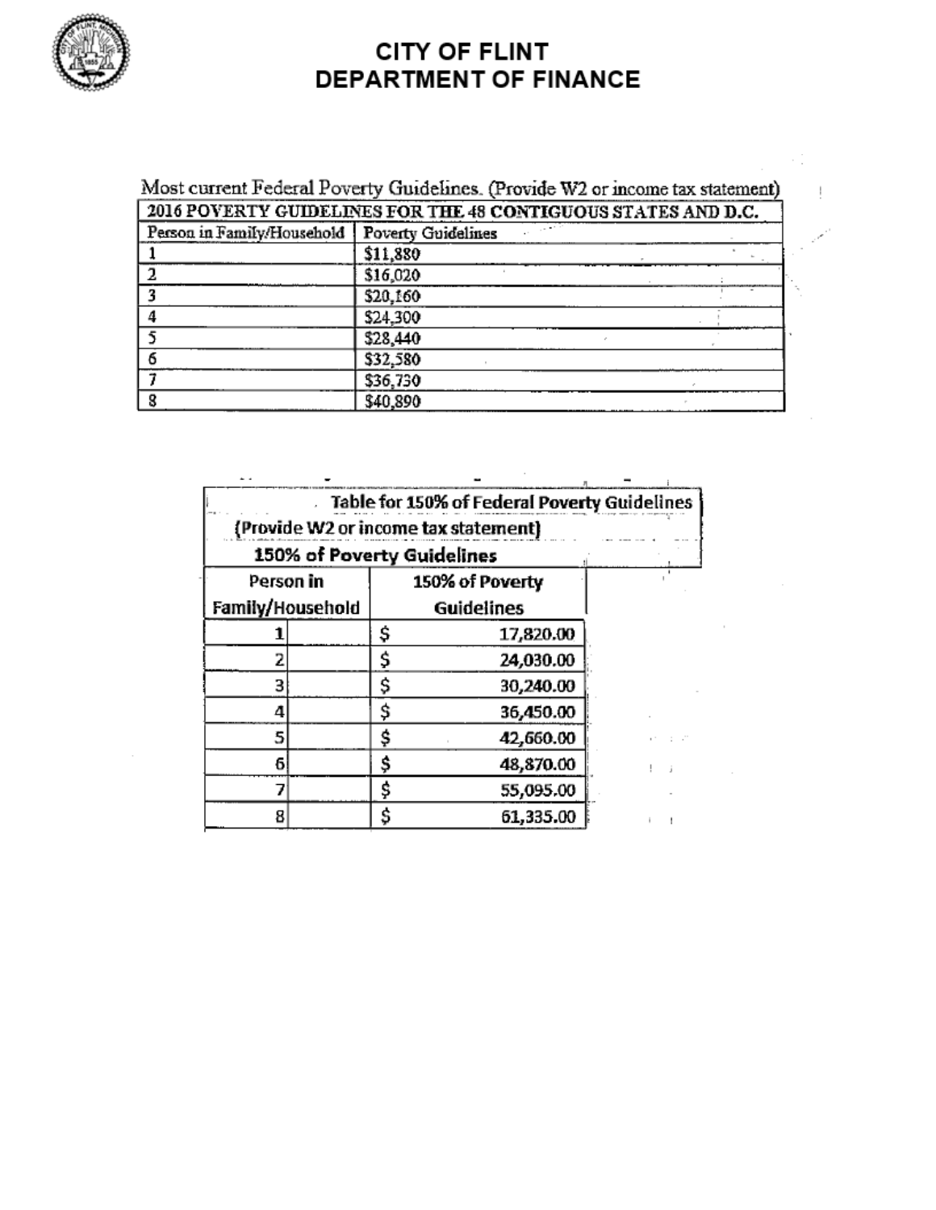# CITY OF FLINT
# DEPARTMENT OF FINANCE

Most current Federal Poverty Guidelines. (Provide W2 or income tax statement)

| 2016 POVERTY GUIDELINES FOR THE 48 CONTIGUOUS STATES AND D.C. | |
|---|---|
| Person in Family/Household | Poverty Guidelines |
| 1 | $11,880 |
| 2 | $16,020 |
| 3 | $20,160 |
| 4 | $24,300 |
| 5 | $28,440 |
| 6 | $32,580 |
| 7 | $36,730 |
| 8 | $40,890 |

| Table for 150% of Federal Poverty Guidelines (Provide W2 or income tax statement) 150% of Poverty Guidelines | |
|---|---|
| Person in Family/Household | 150% of Poverty Guidelines |
| 1 | $ 17,820.00 |
| 2 | $ 24,030.00 |
| 3 | $ 30,240.00 |
| 4 | $ 36,450.00 |
| 5 | $ 42,660.00 |
| 6 | $ 48,870.00 |
| 7 | $ 55,095.00 |
| 8 | $ 61,335.00 |